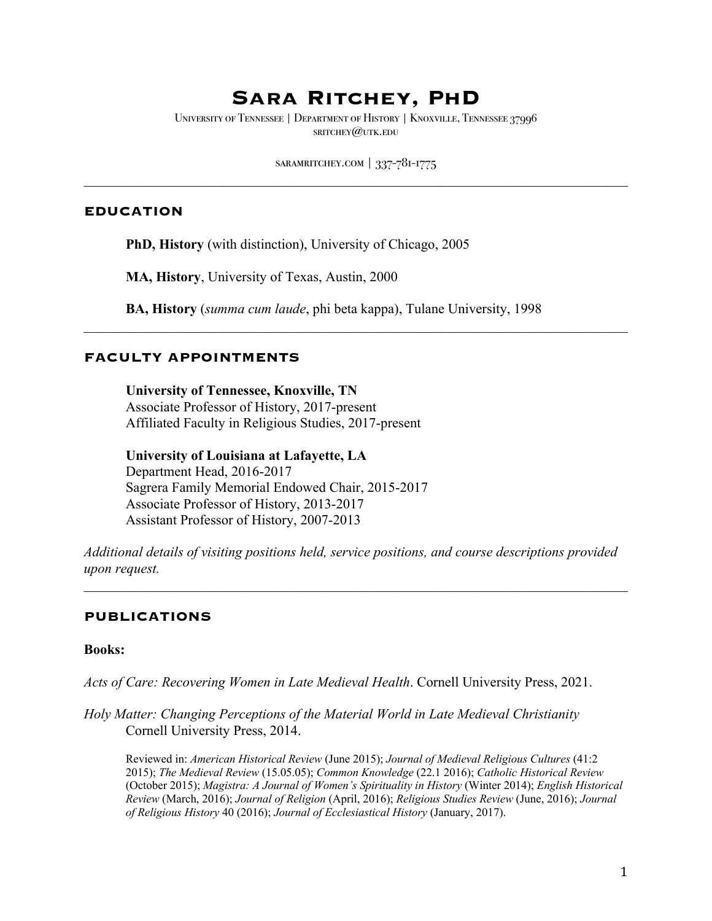# Sara Ritchey, PhD

University of Tennessee | Department of History | Knoxville, Tennessee 37996
sritchey@utk.edu

saramritchey.com | 337-781-1775

---

## EDUCATION

**PhD, History** (with distinction), University of Chicago, 2005

**MA, History**, University of Texas, Austin, 2000

**BA, History** (*summa cum laude*, phi beta kappa), Tulane University, 1998

---

## FACULTY APPOINTMENTS

**University of Tennessee, Knoxville, TN**
Associate Professor of History, 2017-present
Affiliated Faculty in Religious Studies, 2017-present

**University of Louisiana at Lafayette, LA**
Department Head, 2016-2017
Sagrera Family Memorial Endowed Chair, 2015-2017
Associate Professor of History, 2013-2017
Assistant Professor of History, 2007-2013

*Additional details of visiting positions held, service positions, and course descriptions provided upon request.*

---

## PUBLICATIONS

**Books:**

*Acts of Care: Recovering Women in Late Medieval Health*. Cornell University Press, 2021.

*Holy Matter: Changing Perceptions of the Material World in Late Medieval Christianity* Cornell University Press, 2014.

Reviewed in: *American Historical Review* (June 2015); *Journal of Medieval Religious Cultures* (41:2 2015); *The Medieval Review* (15.05.05); *Common Knowledge* (22.1 2016); *Catholic Historical Review* (October 2015); *Magistra: A Journal of Women's Spirituality in History* (Winter 2014); *English Historical Review* (March, 2016); *Journal of Religion* (April, 2016); *Religious Studies Review* (June, 2016); *Journal of Religious History* 40 (2016); *Journal of Ecclesiastical History* (January, 2017).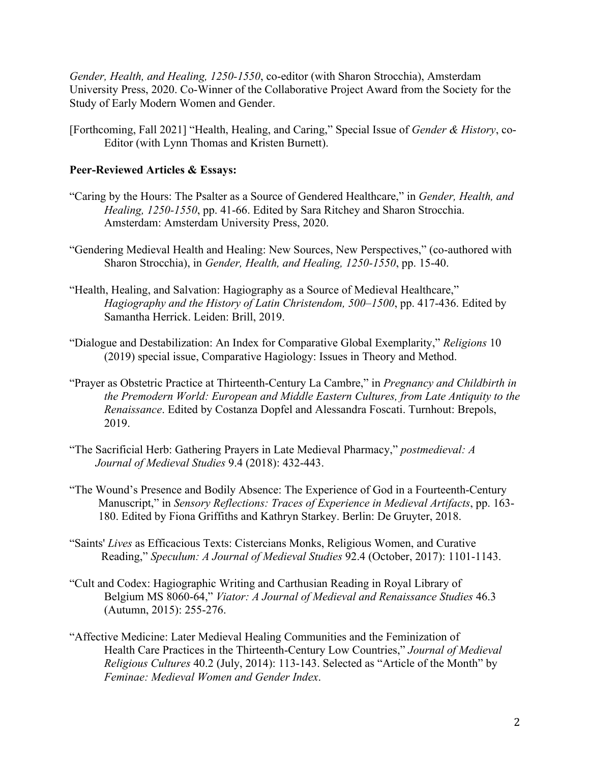*Gender, Health, and Healing, 1250-1550*, co-editor (with Sharon Strocchia), Amsterdam University Press, 2020. Co-Winner of the Collaborative Project Award from the Society for the Study of Early Modern Women and Gender.

[Forthcoming, Fall 2021] "Health, Healing, and Caring," Special Issue of *Gender & History*, co-Editor (with Lynn Thomas and Kristen Burnett).

**Peer-Reviewed Articles & Essays:**

"Caring by the Hours: The Psalter as a Source of Gendered Healthcare," in *Gender, Health, and Healing, 1250-1550*, pp. 41-66. Edited by Sara Ritchey and Sharon Strocchia. Amsterdam: Amsterdam University Press, 2020.

"Gendering Medieval Health and Healing: New Sources, New Perspectives," (co-authored with Sharon Strocchia), in *Gender, Health, and Healing, 1250-1550*, pp. 15-40.

"Health, Healing, and Salvation: Hagiography as a Source of Medieval Healthcare," *Hagiography and the History of Latin Christendom, 500–1500*, pp. 417-436. Edited by Samantha Herrick. Leiden: Brill, 2019.

"Dialogue and Destabilization: An Index for Comparative Global Exemplarity," *Religions* 10 (2019) special issue, Comparative Hagiology: Issues in Theory and Method.

"Prayer as Obstetric Practice at Thirteenth-Century La Cambre," in *Pregnancy and Childbirth in the Premodern World: European and Middle Eastern Cultures, from Late Antiquity to the Renaissance*. Edited by Costanza Dopfel and Alessandra Foscati. Turnhout: Brepols, 2019.

"The Sacrificial Herb: Gathering Prayers in Late Medieval Pharmacy," *postmedieval: A Journal of Medieval Studies* 9.4 (2018): 432-443.

"The Wound's Presence and Bodily Absence: The Experience of God in a Fourteenth-Century Manuscript," in *Sensory Reflections: Traces of Experience in Medieval Artifacts*, pp. 163-180. Edited by Fiona Griffiths and Kathryn Starkey. Berlin: De Gruyter, 2018.

"Saints' *Lives* as Efficacious Texts: Cistercians Monks, Religious Women, and Curative Reading," *Speculum: A Journal of Medieval Studies* 92.4 (October, 2017): 1101-1143.

"Cult and Codex: Hagiographic Writing and Carthusian Reading in Royal Library of Belgium MS 8060-64," *Viator: A Journal of Medieval and Renaissance Studies* 46.3 (Autumn, 2015): 255-276.

"Affective Medicine: Later Medieval Healing Communities and the Feminization of Health Care Practices in the Thirteenth-Century Low Countries," *Journal of Medieval Religious Cultures* 40.2 (July, 2014): 113-143. Selected as "Article of the Month" by *Feminae: Medieval Women and Gender Index*.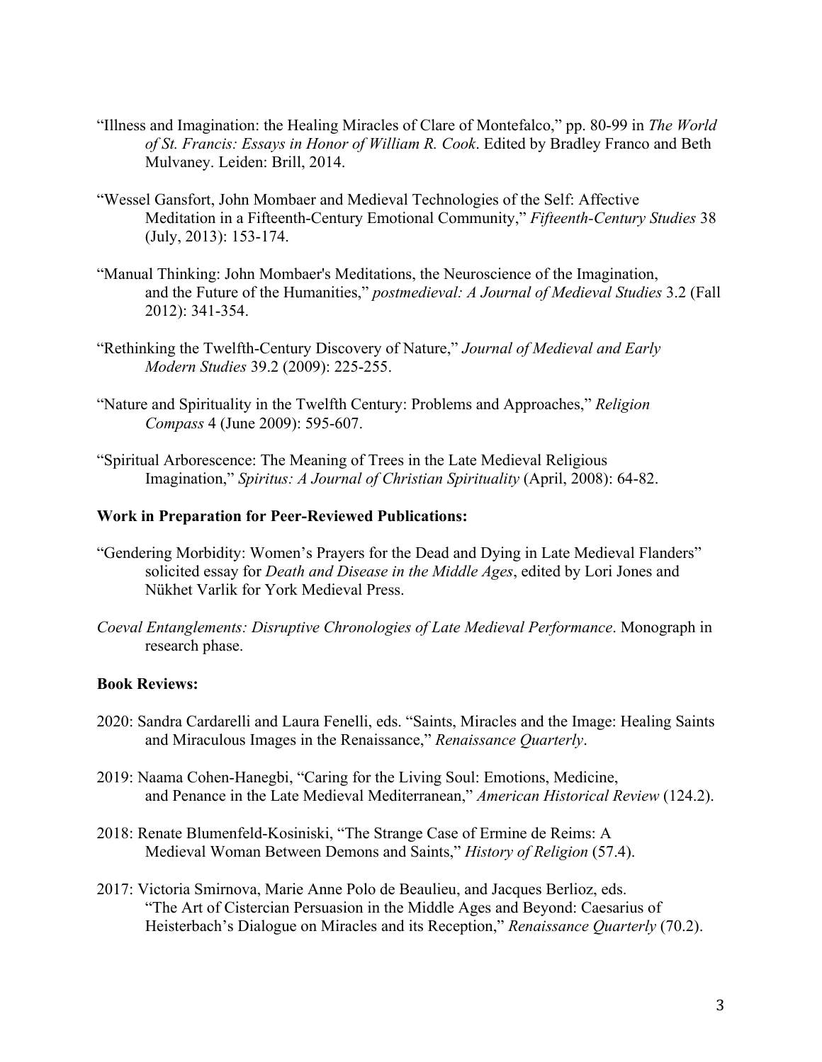"Illness and Imagination: the Healing Miracles of Clare of Montefalco," pp. 80-99 in *The World of St. Francis: Essays in Honor of William R. Cook*. Edited by Bradley Franco and Beth Mulvaney. Leiden: Brill, 2014.

"Wessel Gansfort, John Mombaer and Medieval Technologies of the Self: Affective Meditation in a Fifteenth-Century Emotional Community," *Fifteenth-Century Studies* 38 (July, 2013): 153-174.

"Manual Thinking: John Mombaer's Meditations, the Neuroscience of the Imagination, and the Future of the Humanities," *postmedieval: A Journal of Medieval Studies* 3.2 (Fall 2012): 341-354.

"Rethinking the Twelfth-Century Discovery of Nature," *Journal of Medieval and Early Modern Studies* 39.2 (2009): 225-255.

"Nature and Spirituality in the Twelfth Century: Problems and Approaches," *Religion Compass* 4 (June 2009): 595-607.

"Spiritual Arborescence: The Meaning of Trees in the Late Medieval Religious Imagination," *Spiritus: A Journal of Christian Spirituality* (April, 2008): 64-82.

**Work in Preparation for Peer-Reviewed Publications:**

"Gendering Morbidity: Women's Prayers for the Dead and Dying in Late Medieval Flanders" solicited essay for *Death and Disease in the Middle Ages*, edited by Lori Jones and Nükhet Varlik for York Medieval Press.

*Coeval Entanglements: Disruptive Chronologies of Late Medieval Performance*. Monograph in research phase.

**Book Reviews:**

2020: Sandra Cardarelli and Laura Fenelli, eds. "Saints, Miracles and the Image: Healing Saints and Miraculous Images in the Renaissance," *Renaissance Quarterly*.

2019: Naama Cohen-Hanegbi, "Caring for the Living Soul: Emotions, Medicine, and Penance in the Late Medieval Mediterranean," *American Historical Review* (124.2).

2018: Renate Blumenfeld-Kosiniski, "The Strange Case of Ermine de Reims: A Medieval Woman Between Demons and Saints," *History of Religion* (57.4).

2017: Victoria Smirnova, Marie Anne Polo de Beaulieu, and Jacques Berlioz, eds. "The Art of Cistercian Persuasion in the Middle Ages and Beyond: Caesarius of Heisterbach's Dialogue on Miracles and its Reception," *Renaissance Quarterly* (70.2).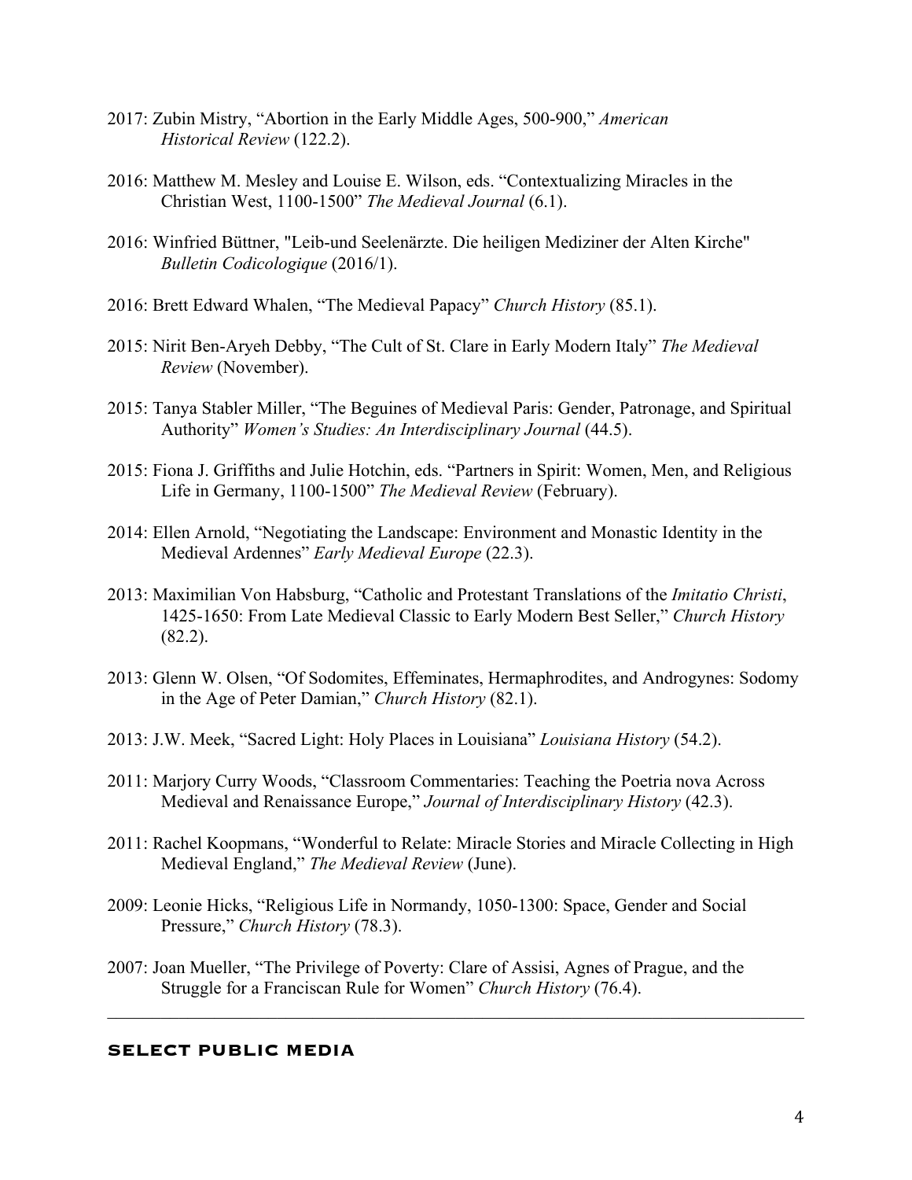2017: Zubin Mistry, “Abortion in the Early Middle Ages, 500-900,” *American Historical Review* (122.2).

2016: Matthew M. Mesley and Louise E. Wilson, eds. “Contextualizing Miracles in the Christian West, 1100-1500” *The Medieval Journal* (6.1).

2016: Winfried Büttner, "Leib-und Seelenärzte. Die heiligen Mediziner der Alten Kirche" *Bulletin Codicologique* (2016/1).

2016: Brett Edward Whalen, “The Medieval Papacy” *Church History* (85.1).

2015: Nirit Ben-Aryeh Debby, “The Cult of St. Clare in Early Modern Italy” *The Medieval Review* (November).

2015: Tanya Stabler Miller, “The Beguines of Medieval Paris: Gender, Patronage, and Spiritual Authority” *Women’s Studies: An Interdisciplinary Journal* (44.5).

2015: Fiona J. Griffiths and Julie Hotchin, eds. “Partners in Spirit: Women, Men, and Religious Life in Germany, 1100-1500” *The Medieval Review* (February).

2014: Ellen Arnold, “Negotiating the Landscape: Environment and Monastic Identity in the Medieval Ardennes” *Early Medieval Europe* (22.3).

2013: Maximilian Von Habsburg, “Catholic and Protestant Translations of the *Imitatio Christi*, 1425-1650: From Late Medieval Classic to Early Modern Best Seller,” *Church History* (82.2).

2013: Glenn W. Olsen, “Of Sodomites, Effeminates, Hermaphrodites, and Androgynes: Sodomy in the Age of Peter Damian,” *Church History* (82.1).

2013: J.W. Meek, “Sacred Light: Holy Places in Louisiana” *Louisiana History* (54.2).

2011: Marjory Curry Woods, “Classroom Commentaries: Teaching the Poetria nova Across Medieval and Renaissance Europe,” *Journal of Interdisciplinary History* (42.3).

2011: Rachel Koopmans, “Wonderful to Relate: Miracle Stories and Miracle Collecting in High Medieval England,” *The Medieval Review* (June).

2009: Leonie Hicks, “Religious Life in Normandy, 1050-1300: Space, Gender and Social Pressure,” *Church History* (78.3).

2007: Joan Mueller, “The Privilege of Poverty: Clare of Assisi, Agnes of Prague, and the Struggle for a Franciscan Rule for Women” *Church History* (76.4).

---

## SELECT PUBLIC MEDIA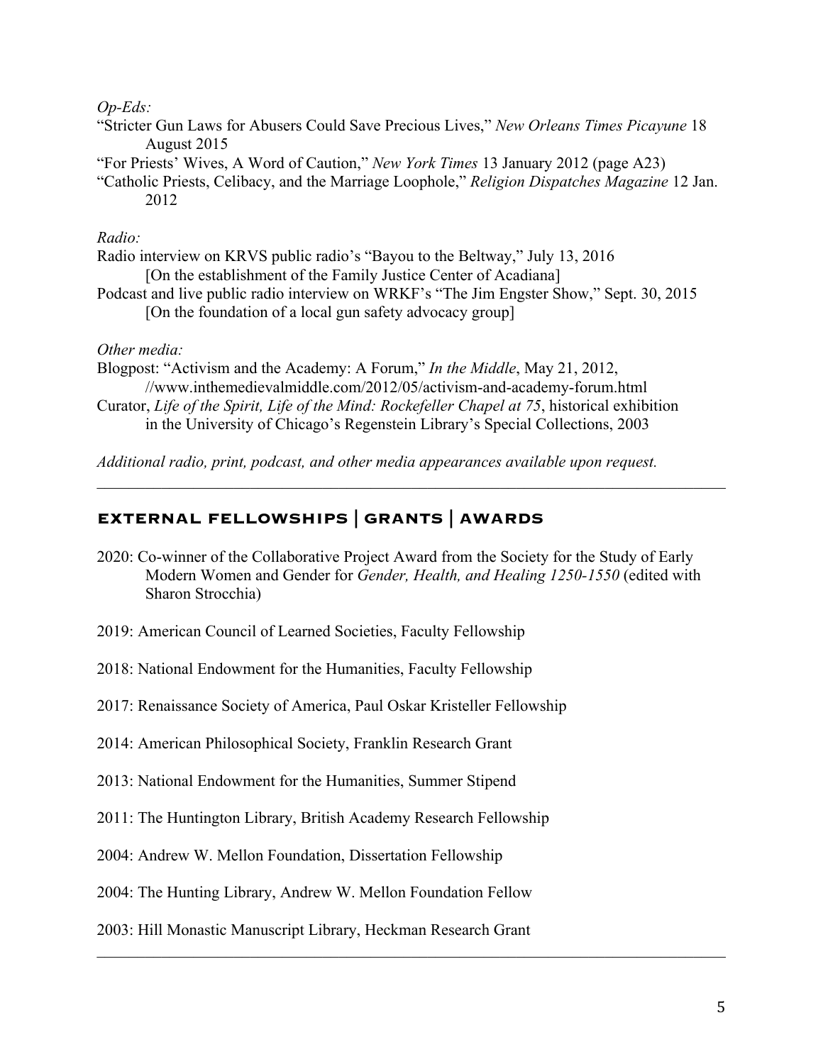*Op-Eds:*

"Stricter Gun Laws for Abusers Could Save Precious Lives," *New Orleans Times Picayune* 18 August 2015

"For Priests' Wives, A Word of Caution," *New York Times* 13 January 2012 (page A23)

"Catholic Priests, Celibacy, and the Marriage Loophole," *Religion Dispatches Magazine* 12 Jan. 2012

*Radio:*

Radio interview on KRVS public radio's "Bayou to the Beltway," July 13, 2016
[On the establishment of the Family Justice Center of Acadiana]

Podcast and live public radio interview on WRKF's "The Jim Engster Show," Sept. 30, 2015
[On the foundation of a local gun safety advocacy group]

*Other media:*

Blogpost: "Activism and the Academy: A Forum," *In the Middle*, May 21, 2012, //www.inthemedievalmiddle.com/2012/05/activism-and-academy-forum.html

Curator, *Life of the Spirit, Life of the Mind: Rockefeller Chapel at 75*, historical exhibition in the University of Chicago's Regenstein Library's Special Collections, 2003

*Additional radio, print, podcast, and other media appearances available upon request.*

---

## EXTERNAL FELLOWSHIPS | GRANTS | AWARDS

2020: Co-winner of the Collaborative Project Award from the Society for the Study of Early Modern Women and Gender for *Gender, Health, and Healing 1250-1550* (edited with Sharon Strocchia)

2019: American Council of Learned Societies, Faculty Fellowship

2018: National Endowment for the Humanities, Faculty Fellowship

2017: Renaissance Society of America, Paul Oskar Kristeller Fellowship

2014: American Philosophical Society, Franklin Research Grant

2013: National Endowment for the Humanities, Summer Stipend

2011: The Huntington Library, British Academy Research Fellowship

2004: Andrew W. Mellon Foundation, Dissertation Fellowship

2004: The Hunting Library, Andrew W. Mellon Foundation Fellow

2003: Hill Monastic Manuscript Library, Heckman Research Grant

---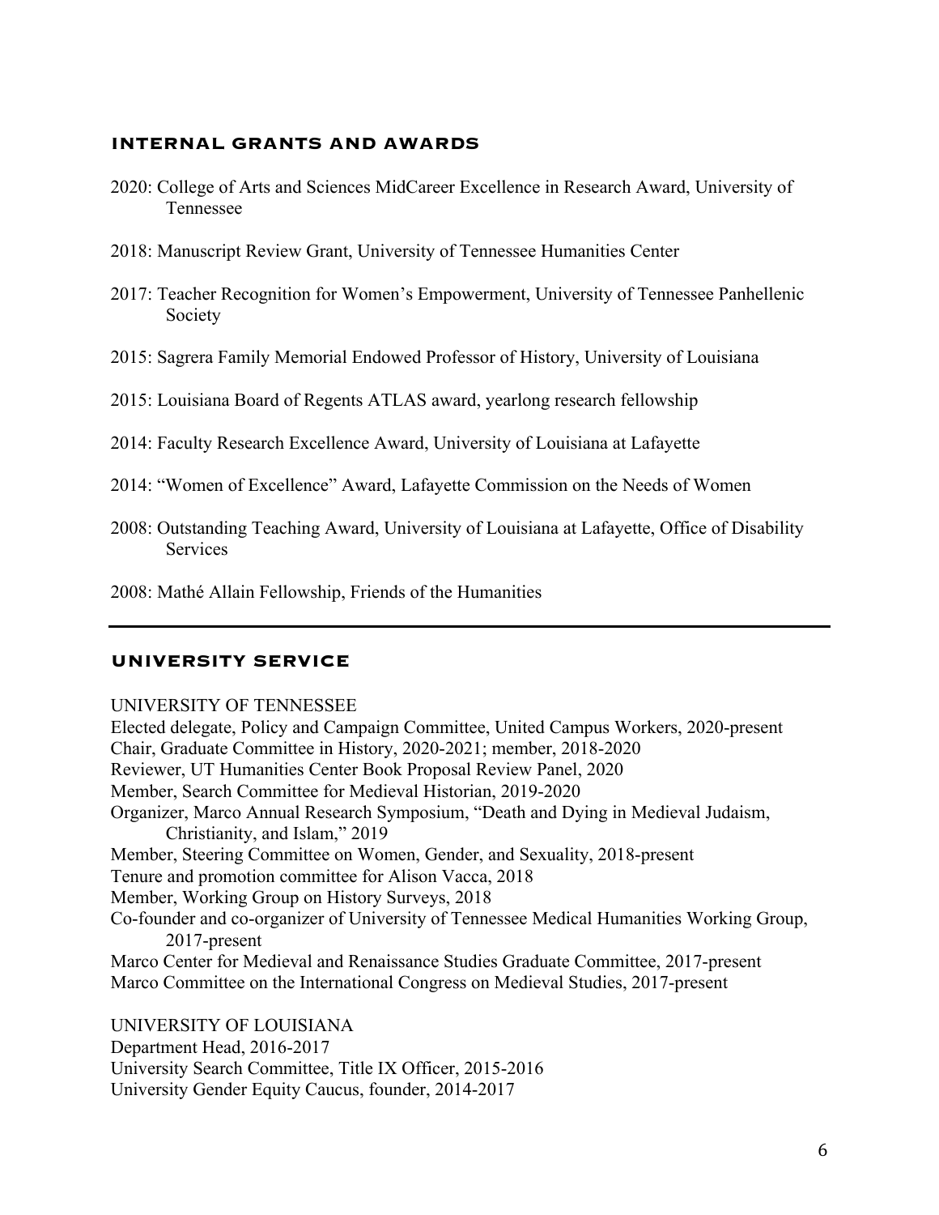## INTERNAL GRANTS AND AWARDS

2020: College of Arts and Sciences MidCareer Excellence in Research Award, University of Tennessee

2018: Manuscript Review Grant, University of Tennessee Humanities Center

2017: Teacher Recognition for Women's Empowerment, University of Tennessee Panhellenic Society

2015: Sagrera Family Memorial Endowed Professor of History, University of Louisiana

2015: Louisiana Board of Regents ATLAS award, yearlong research fellowship

2014: Faculty Research Excellence Award, University of Louisiana at Lafayette

2014: "Women of Excellence" Award, Lafayette Commission on the Needs of Women

2008: Outstanding Teaching Award, University of Louisiana at Lafayette, Office of Disability Services

2008: Mathé Allain Fellowship, Friends of the Humanities

---

## UNIVERSITY SERVICE

UNIVERSITY OF TENNESSEE

Elected delegate, Policy and Campaign Committee, United Campus Workers, 2020-present
Chair, Graduate Committee in History, 2020-2021; member, 2018-2020
Reviewer, UT Humanities Center Book Proposal Review Panel, 2020
Member, Search Committee for Medieval Historian, 2019-2020
Organizer, Marco Annual Research Symposium, "Death and Dying in Medieval Judaism, Christianity, and Islam," 2019
Member, Steering Committee on Women, Gender, and Sexuality, 2018-present
Tenure and promotion committee for Alison Vacca, 2018
Member, Working Group on History Surveys, 2018
Co-founder and co-organizer of University of Tennessee Medical Humanities Working Group, 2017-present
Marco Center for Medieval and Renaissance Studies Graduate Committee, 2017-present
Marco Committee on the International Congress on Medieval Studies, 2017-present

UNIVERSITY OF LOUISIANA

Department Head, 2016-2017
University Search Committee, Title IX Officer, 2015-2016
University Gender Equity Caucus, founder, 2014-2017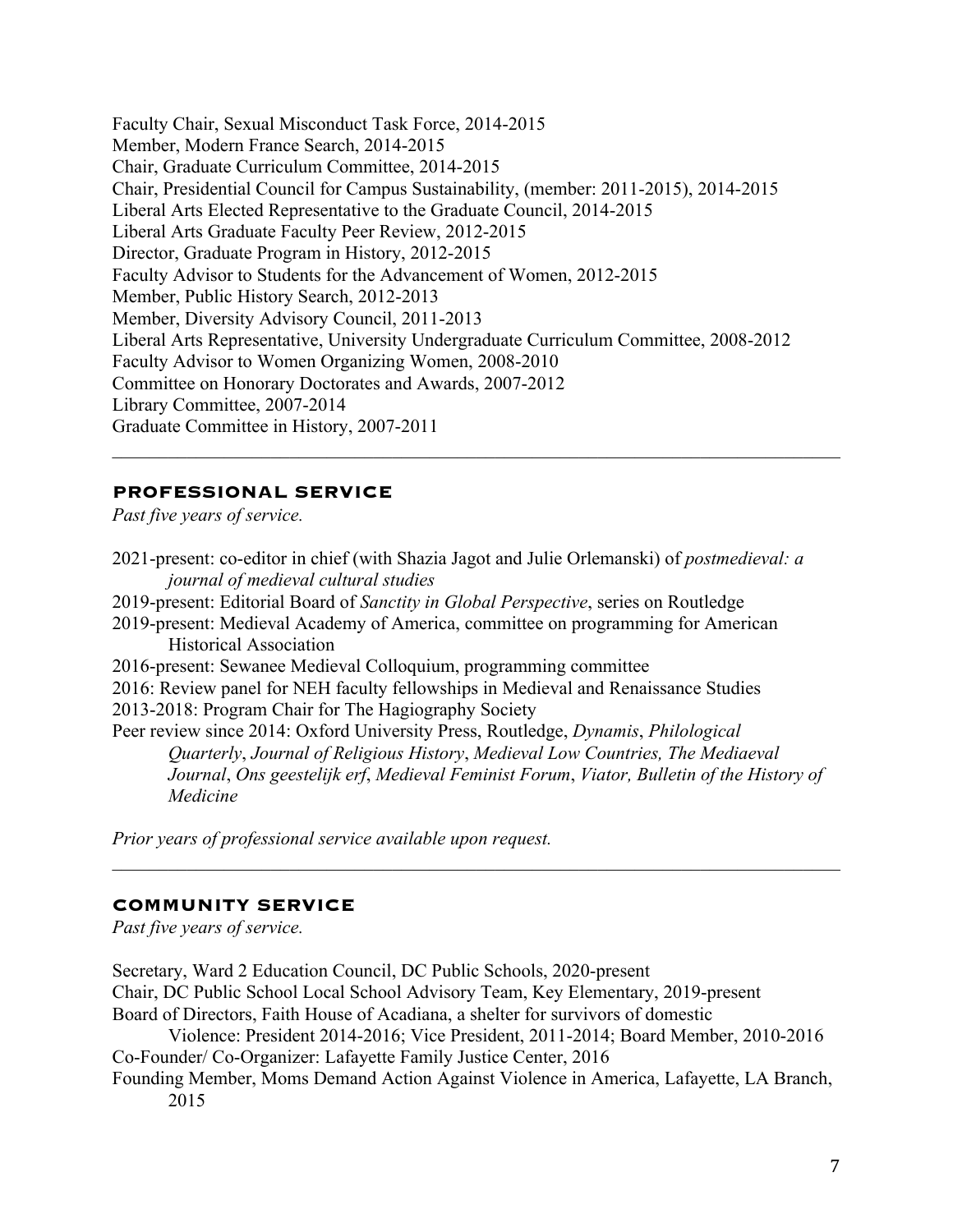Faculty Chair, Sexual Misconduct Task Force, 2014-2015
Member, Modern France Search, 2014-2015
Chair, Graduate Curriculum Committee, 2014-2015
Chair, Presidential Council for Campus Sustainability, (member: 2011-2015), 2014-2015
Liberal Arts Elected Representative to the Graduate Council, 2014-2015
Liberal Arts Graduate Faculty Peer Review, 2012-2015
Director, Graduate Program in History, 2012-2015
Faculty Advisor to Students for the Advancement of Women, 2012-2015
Member, Public History Search, 2012-2013
Member, Diversity Advisory Council, 2011-2013
Liberal Arts Representative, University Undergraduate Curriculum Committee, 2008-2012
Faculty Advisor to Women Organizing Women, 2008-2010
Committee on Honorary Doctorates and Awards, 2007-2012
Library Committee, 2007-2014
Graduate Committee in History, 2007-2011

---

## PROFESSIONAL SERVICE

*Past five years of service.*

2021-present: co-editor in chief (with Shazia Jagot and Julie Orlemanski) of *postmedieval: a journal of medieval cultural studies*
2019-present: Editorial Board of *Sanctity in Global Perspective*, series on Routledge
2019-present: Medieval Academy of America, committee on programming for American Historical Association
2016-present: Sewanee Medieval Colloquium, programming committee
2016: Review panel for NEH faculty fellowships in Medieval and Renaissance Studies
2013-2018: Program Chair for The Hagiography Society
Peer review since 2014: Oxford University Press, Routledge, *Dynamis*, *Philological Quarterly*, *Journal of Religious History*, *Medieval Low Countries, The Mediaeval Journal*, *Ons geestelijk erf*, *Medieval Feminist Forum*, *Viator, Bulletin of the History of Medicine*

*Prior years of professional service available upon request.*

---

## COMMUNITY SERVICE

*Past five years of service.*

Secretary, Ward 2 Education Council, DC Public Schools, 2020-present
Chair, DC Public School Local School Advisory Team, Key Elementary, 2019-present
Board of Directors, Faith House of Acadiana, a shelter for survivors of domestic Violence: President 2014-2016; Vice President, 2011-2014; Board Member, 2010-2016
Co-Founder/ Co-Organizer: Lafayette Family Justice Center, 2016
Founding Member, Moms Demand Action Against Violence in America, Lafayette, LA Branch, 2015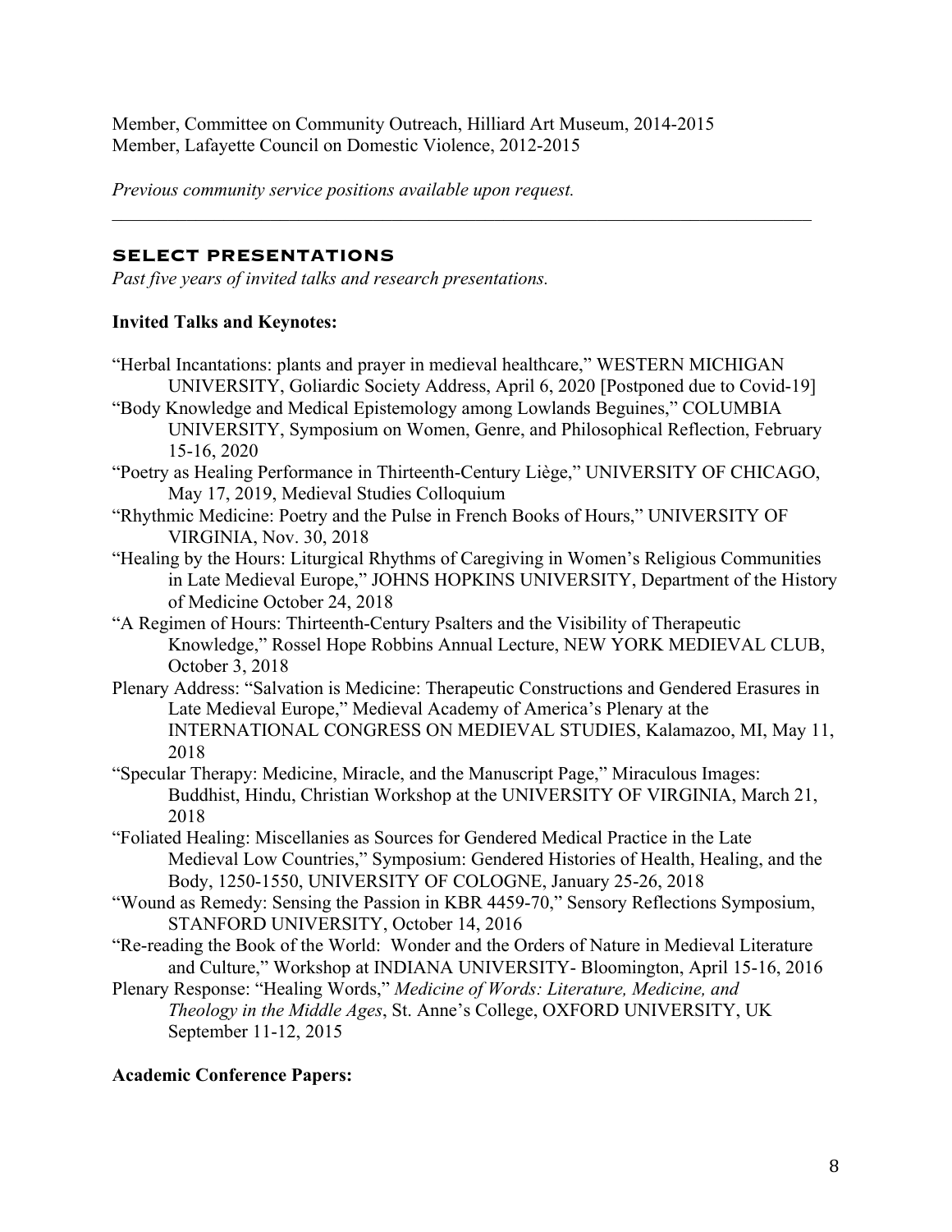Member, Committee on Community Outreach, Hilliard Art Museum, 2014-2015
Member, Lafayette Council on Domestic Violence, 2012-2015

*Previous community service positions available upon request.*

---

## SELECT PRESENTATIONS

*Past five years of invited talks and research presentations.*

**Invited Talks and Keynotes:**

"Herbal Incantations: plants and prayer in medieval healthcare," WESTERN MICHIGAN UNIVERSITY, Goliardic Society Address, April 6, 2020 [Postponed due to Covid-19]

"Body Knowledge and Medical Epistemology among Lowlands Beguines," COLUMBIA UNIVERSITY, Symposium on Women, Genre, and Philosophical Reflection, February 15-16, 2020

"Poetry as Healing Performance in Thirteenth-Century Liège," UNIVERSITY OF CHICAGO, May 17, 2019, Medieval Studies Colloquium

"Rhythmic Medicine: Poetry and the Pulse in French Books of Hours," UNIVERSITY OF VIRGINIA, Nov. 30, 2018

"Healing by the Hours: Liturgical Rhythms of Caregiving in Women's Religious Communities in Late Medieval Europe," JOHNS HOPKINS UNIVERSITY, Department of the History of Medicine October 24, 2018

"A Regimen of Hours: Thirteenth-Century Psalters and the Visibility of Therapeutic Knowledge," Rossel Hope Robbins Annual Lecture, NEW YORK MEDIEVAL CLUB, October 3, 2018

Plenary Address: "Salvation is Medicine: Therapeutic Constructions and Gendered Erasures in Late Medieval Europe," Medieval Academy of America's Plenary at the INTERNATIONAL CONGRESS ON MEDIEVAL STUDIES, Kalamazoo, MI, May 11, 2018

"Specular Therapy: Medicine, Miracle, and the Manuscript Page," Miraculous Images: Buddhist, Hindu, Christian Workshop at the UNIVERSITY OF VIRGINIA, March 21, 2018

"Foliated Healing: Miscellanies as Sources for Gendered Medical Practice in the Late Medieval Low Countries," Symposium: Gendered Histories of Health, Healing, and the Body, 1250-1550, UNIVERSITY OF COLOGNE, January 25-26, 2018

"Wound as Remedy: Sensing the Passion in KBR 4459-70," Sensory Reflections Symposium, STANFORD UNIVERSITY, October 14, 2016

"Re-reading the Book of the World: Wonder and the Orders of Nature in Medieval Literature and Culture," Workshop at INDIANA UNIVERSITY- Bloomington, April 15-16, 2016

Plenary Response: "Healing Words," *Medicine of Words: Literature, Medicine, and Theology in the Middle Ages*, St. Anne's College, OXFORD UNIVERSITY, UK September 11-12, 2015

**Academic Conference Papers:**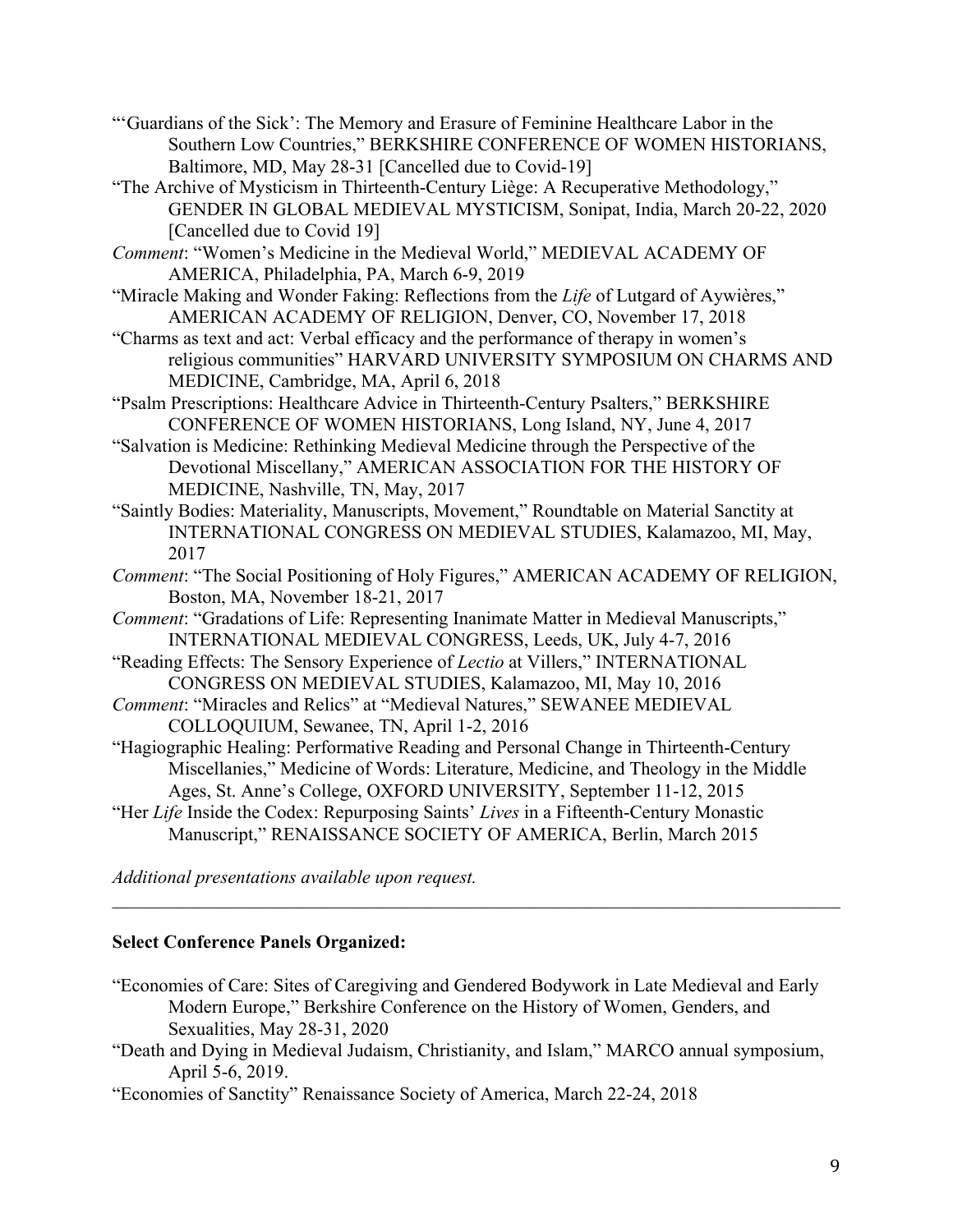"'Guardians of the Sick': The Memory and Erasure of Feminine Healthcare Labor in the Southern Low Countries," BERKSHIRE CONFERENCE OF WOMEN HISTORIANS, Baltimore, MD, May 28-31 [Cancelled due to Covid-19]

"The Archive of Mysticism in Thirteenth-Century Liège: A Recuperative Methodology," GENDER IN GLOBAL MEDIEVAL MYSTICISM, Sonipat, India, March 20-22, 2020 [Cancelled due to Covid 19]

*Comment*: "Women's Medicine in the Medieval World," MEDIEVAL ACADEMY OF AMERICA, Philadelphia, PA, March 6-9, 2019

"Miracle Making and Wonder Faking: Reflections from the *Life* of Lutgard of Aywières," AMERICAN ACADEMY OF RELIGION, Denver, CO, November 17, 2018

"Charms as text and act: Verbal efficacy and the performance of therapy in women's religious communities" HARVARD UNIVERSITY SYMPOSIUM ON CHARMS AND MEDICINE, Cambridge, MA, April 6, 2018

"Psalm Prescriptions: Healthcare Advice in Thirteenth-Century Psalters," BERKSHIRE CONFERENCE OF WOMEN HISTORIANS, Long Island, NY, June 4, 2017

"Salvation is Medicine: Rethinking Medieval Medicine through the Perspective of the Devotional Miscellany," AMERICAN ASSOCIATION FOR THE HISTORY OF MEDICINE, Nashville, TN, May, 2017

"Saintly Bodies: Materiality, Manuscripts, Movement," Roundtable on Material Sanctity at INTERNATIONAL CONGRESS ON MEDIEVAL STUDIES, Kalamazoo, MI, May, 2017

*Comment*: "The Social Positioning of Holy Figures," AMERICAN ACADEMY OF RELIGION, Boston, MA, November 18-21, 2017

*Comment*: "Gradations of Life: Representing Inanimate Matter in Medieval Manuscripts," INTERNATIONAL MEDIEVAL CONGRESS, Leeds, UK, July 4-7, 2016

"Reading Effects: The Sensory Experience of *Lectio* at Villers," INTERNATIONAL CONGRESS ON MEDIEVAL STUDIES, Kalamazoo, MI, May 10, 2016

*Comment*: "Miracles and Relics" at "Medieval Natures," SEWANEE MEDIEVAL COLLOQUIUM, Sewanee, TN, April 1-2, 2016

"Hagiographic Healing: Performative Reading and Personal Change in Thirteenth-Century Miscellanies," Medicine of Words: Literature, Medicine, and Theology in the Middle Ages, St. Anne's College, OXFORD UNIVERSITY, September 11-12, 2015

"Her *Life* Inside the Codex: Repurposing Saints' *Lives* in a Fifteenth-Century Monastic Manuscript," RENAISSANCE SOCIETY OF AMERICA, Berlin, March 2015

*Additional presentations available upon request.*

---

**Select Conference Panels Organized:**

"Economies of Care: Sites of Caregiving and Gendered Bodywork in Late Medieval and Early Modern Europe," Berkshire Conference on the History of Women, Genders, and Sexualities, May 28-31, 2020

"Death and Dying in Medieval Judaism, Christianity, and Islam," MARCO annual symposium, April 5-6, 2019.

"Economies of Sanctity" Renaissance Society of America, March 22-24, 2018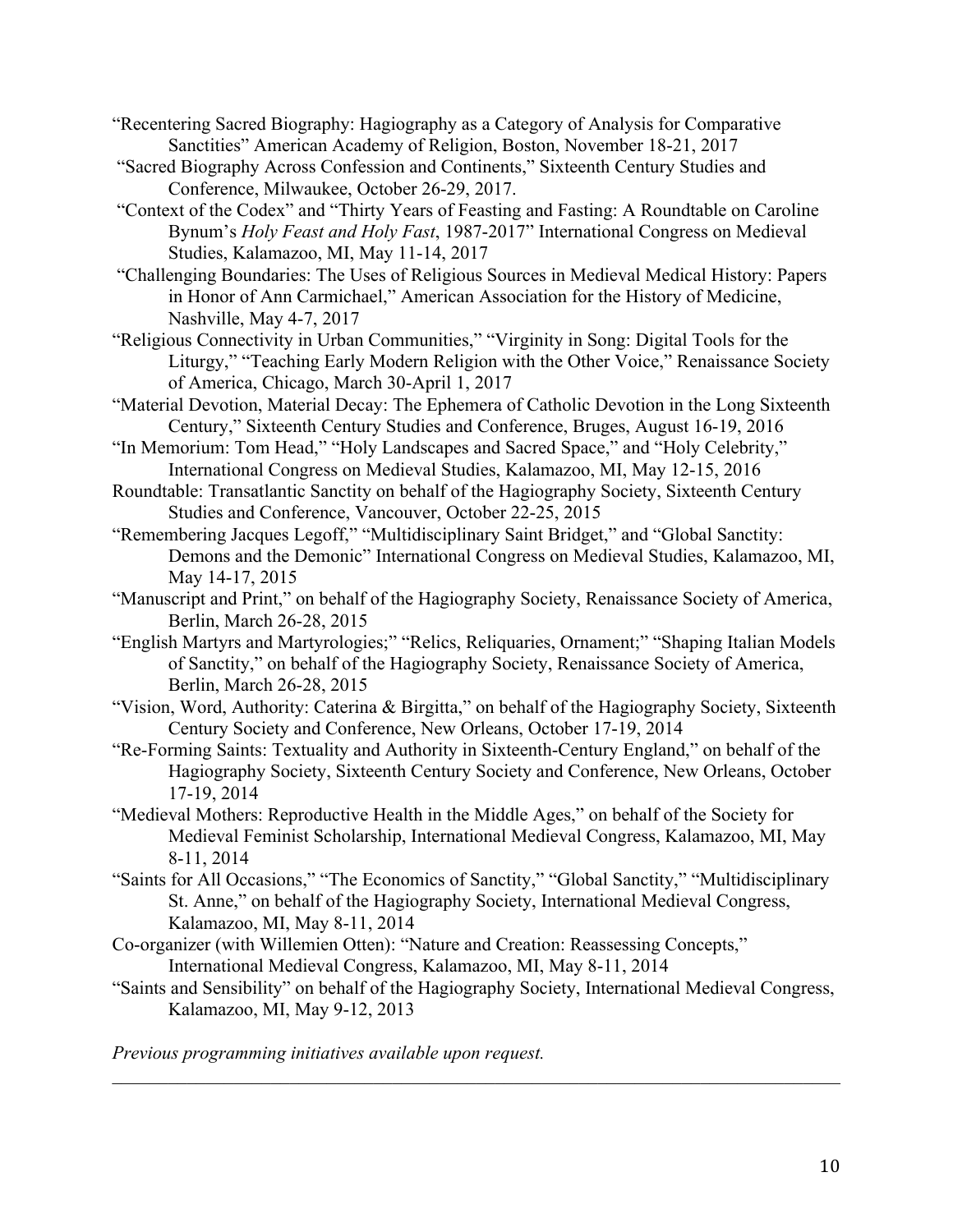"Recentering Sacred Biography: Hagiography as a Category of Analysis for Comparative Sanctities" American Academy of Religion, Boston, November 18-21, 2017

"Sacred Biography Across Confession and Continents," Sixteenth Century Studies and Conference, Milwaukee, October 26-29, 2017.

"Context of the Codex" and "Thirty Years of Feasting and Fasting: A Roundtable on Caroline Bynum's *Holy Feast and Holy Fast*, 1987-2017" International Congress on Medieval Studies, Kalamazoo, MI, May 11-14, 2017

"Challenging Boundaries: The Uses of Religious Sources in Medieval Medical History: Papers in Honor of Ann Carmichael," American Association for the History of Medicine, Nashville, May 4-7, 2017

"Religious Connectivity in Urban Communities," "Virginity in Song: Digital Tools for the Liturgy," "Teaching Early Modern Religion with the Other Voice," Renaissance Society of America, Chicago, March 30-April 1, 2017

"Material Devotion, Material Decay: The Ephemera of Catholic Devotion in the Long Sixteenth Century," Sixteenth Century Studies and Conference, Bruges, August 16-19, 2016

"In Memorium: Tom Head," "Holy Landscapes and Sacred Space," and "Holy Celebrity," International Congress on Medieval Studies, Kalamazoo, MI, May 12-15, 2016

Roundtable: Transatlantic Sanctity on behalf of the Hagiography Society, Sixteenth Century Studies and Conference, Vancouver, October 22-25, 2015

"Remembering Jacques Legoff," "Multidisciplinary Saint Bridget," and "Global Sanctity: Demons and the Demonic" International Congress on Medieval Studies, Kalamazoo, MI, May 14-17, 2015

"Manuscript and Print," on behalf of the Hagiography Society, Renaissance Society of America, Berlin, March 26-28, 2015

"English Martyrs and Martyrologies;" "Relics, Reliquaries, Ornament;" "Shaping Italian Models of Sanctity," on behalf of the Hagiography Society, Renaissance Society of America, Berlin, March 26-28, 2015

"Vision, Word, Authority: Caterina & Birgitta," on behalf of the Hagiography Society, Sixteenth Century Society and Conference, New Orleans, October 17-19, 2014

"Re-Forming Saints: Textuality and Authority in Sixteenth-Century England," on behalf of the Hagiography Society, Sixteenth Century Society and Conference, New Orleans, October 17-19, 2014

"Medieval Mothers: Reproductive Health in the Middle Ages," on behalf of the Society for Medieval Feminist Scholarship, International Medieval Congress, Kalamazoo, MI, May 8-11, 2014

"Saints for All Occasions," "The Economics of Sanctity," "Global Sanctity," "Multidisciplinary St. Anne," on behalf of the Hagiography Society, International Medieval Congress, Kalamazoo, MI, May 8-11, 2014

Co-organizer (with Willemien Otten): "Nature and Creation: Reassessing Concepts," International Medieval Congress, Kalamazoo, MI, May 8-11, 2014

"Saints and Sensibility" on behalf of the Hagiography Society, International Medieval Congress, Kalamazoo, MI, May 9-12, 2013

*Previous programming initiatives available upon request.*

---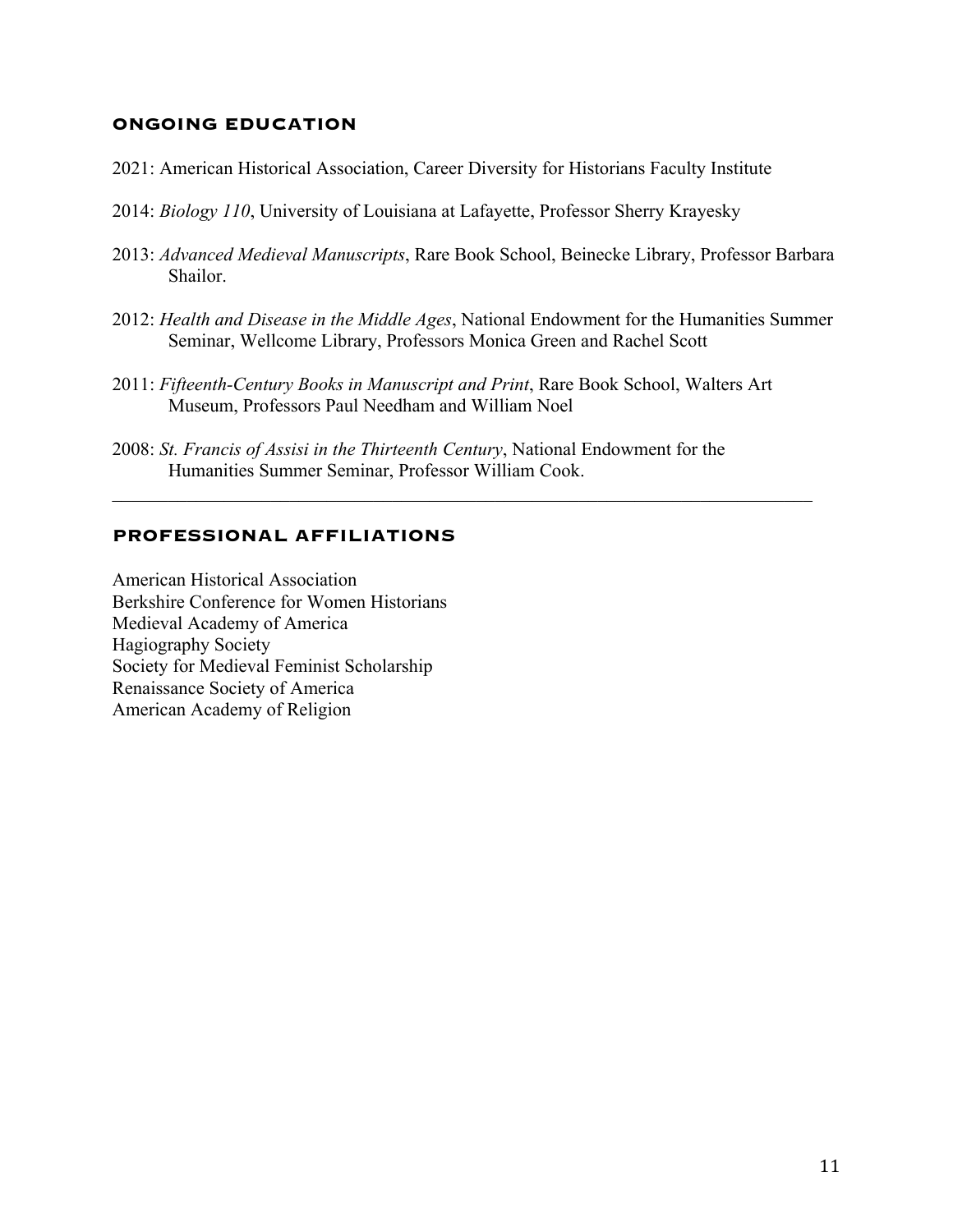## ONGOING EDUCATION

2021: American Historical Association, Career Diversity for Historians Faculty Institute

2014: *Biology 110*, University of Louisiana at Lafayette, Professor Sherry Krayesky

2013: *Advanced Medieval Manuscripts*, Rare Book School, Beinecke Library, Professor Barbara Shailor.

2012: *Health and Disease in the Middle Ages*, National Endowment for the Humanities Summer Seminar, Wellcome Library, Professors Monica Green and Rachel Scott

2011: *Fifteenth-Century Books in Manuscript and Print*, Rare Book School, Walters Art Museum, Professors Paul Needham and William Noel

2008: *St. Francis of Assisi in the Thirteenth Century*, National Endowment for the Humanities Summer Seminar, Professor William Cook.

---

## PROFESSIONAL AFFILIATIONS

American Historical Association
Berkshire Conference for Women Historians
Medieval Academy of America
Hagiography Society
Society for Medieval Feminist Scholarship
Renaissance Society of America
American Academy of Religion